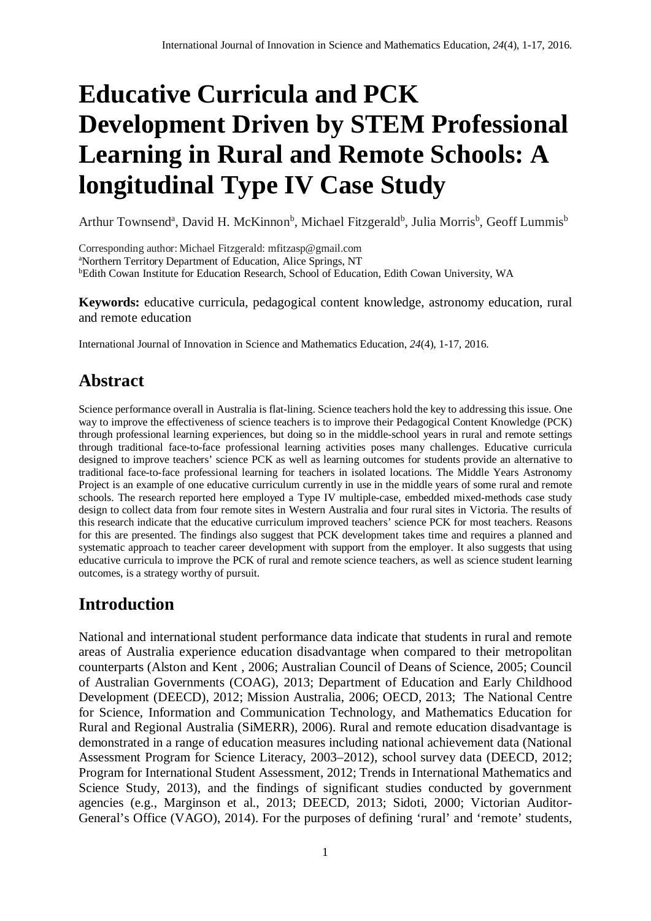# Educative Curricula and PCK Development Driven by STEM Professional Learning in Rural and Remote Schools: A longitudinal Type IV Case Study

Arthur Townsend[a], David H. McKinnon[b], Michael Fitzgerald[b], Julia Morris[b], Geoff Lummis[b]

Corresponding author: Michael Fitzgerald: mfitzasp@gmail.com
[a]Northern Territory Department of Education, Alice Springs, NT
[b]Edith Cowan Institute for Education Research, School of Education, Edith Cowan University, WA

**Keywords:** educative curricula, pedagogical content knowledge, astronomy education, rural and remote education

International Journal of Innovation in Science and Mathematics Education, *24*(4), 1-17, 2016.

## Abstract

Science performance overall in Australia is flat-lining. Science teachers hold the key to addressing this issue. One way to improve the effectiveness of science teachers is to improve their Pedagogical Content Knowledge (PCK) through professional learning experiences, but doing so in the middle-school years in rural and remote settings through traditional face-to-face professional learning activities poses many challenges. Educative curricula designed to improve teachers' science PCK as well as learning outcomes for students provide an alternative to traditional face-to-face professional learning for teachers in isolated locations. The Middle Years Astronomy Project is an example of one educative curriculum currently in use in the middle years of some rural and remote schools. The research reported here employed a Type IV multiple-case, embedded mixed-methods case study design to collect data from four remote sites in Western Australia and four rural sites in Victoria. The results of this research indicate that the educative curriculum improved teachers' science PCK for most teachers. Reasons for this are presented. The findings also suggest that PCK development takes time and requires a planned and systematic approach to teacher career development with support from the employer. It also suggests that using educative curricula to improve the PCK of rural and remote science teachers, as well as science student learning outcomes, is a strategy worthy of pursuit.

## Introduction

National and international student performance data indicate that students in rural and remote areas of Australia experience education disadvantage when compared to their metropolitan counterparts (Alston and Kent , 2006; Australian Council of Deans of Science, 2005; Council of Australian Governments (COAG), 2013; Department of Education and Early Childhood Development (DEECD), 2012; Mission Australia, 2006; OECD, 2013; The National Centre for Science, Information and Communication Technology, and Mathematics Education for Rural and Regional Australia (SiMERR), 2006). Rural and remote education disadvantage is demonstrated in a range of education measures including national achievement data (National Assessment Program for Science Literacy, 2003–2012), school survey data (DEECD, 2012; Program for International Student Assessment, 2012; Trends in International Mathematics and Science Study, 2013), and the findings of significant studies conducted by government agencies (e.g., Marginson et al., 2013; DEECD, 2013; Sidoti, 2000; Victorian Auditor-General's Office (VAGO), 2014). For the purposes of defining 'rural' and 'remote' students,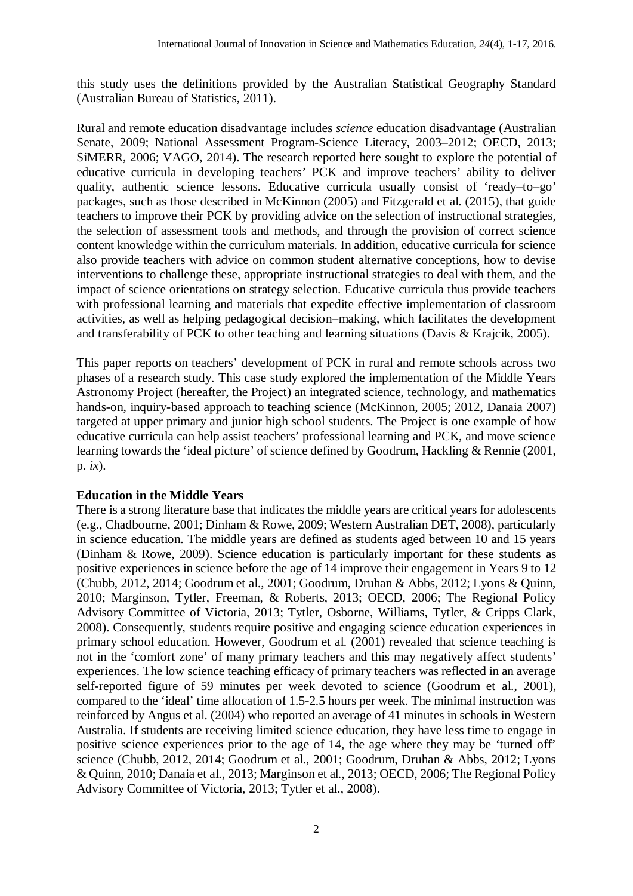this study uses the definitions provided by the Australian Statistical Geography Standard (Australian Bureau of Statistics, 2011).

Rural and remote education disadvantage includes *science* education disadvantage (Australian Senate, 2009; National Assessment Program-Science Literacy, 2003–2012; OECD, 2013; SiMERR, 2006; VAGO, 2014). The research reported here sought to explore the potential of educative curricula in developing teachers' PCK and improve teachers' ability to deliver quality, authentic science lessons. Educative curricula usually consist of 'ready–to–go' packages, such as those described in McKinnon (2005) and Fitzgerald et al. (2015), that guide teachers to improve their PCK by providing advice on the selection of instructional strategies, the selection of assessment tools and methods, and through the provision of correct science content knowledge within the curriculum materials. In addition, educative curricula for science also provide teachers with advice on common student alternative conceptions, how to devise interventions to challenge these, appropriate instructional strategies to deal with them, and the impact of science orientations on strategy selection. Educative curricula thus provide teachers with professional learning and materials that expedite effective implementation of classroom activities, as well as helping pedagogical decision–making, which facilitates the development and transferability of PCK to other teaching and learning situations (Davis & Krajcik, 2005).

This paper reports on teachers' development of PCK in rural and remote schools across two phases of a research study. This case study explored the implementation of the Middle Years Astronomy Project (hereafter, the Project) an integrated science, technology, and mathematics hands-on, inquiry-based approach to teaching science (McKinnon, 2005; 2012, Danaia 2007) targeted at upper primary and junior high school students. The Project is one example of how educative curricula can help assist teachers' professional learning and PCK, and move science learning towards the 'ideal picture' of science defined by Goodrum, Hackling & Rennie (2001, p. *ix*).

**Education in the Middle Years**

There is a strong literature base that indicates the middle years are critical years for adolescents (e.g., Chadbourne, 2001; Dinham & Rowe, 2009; Western Australian DET, 2008), particularly in science education. The middle years are defined as students aged between 10 and 15 years (Dinham & Rowe, 2009). Science education is particularly important for these students as positive experiences in science before the age of 14 improve their engagement in Years 9 to 12 (Chubb, 2012, 2014; Goodrum et al., 2001; Goodrum, Druhan & Abbs, 2012; Lyons & Quinn, 2010; Marginson, Tytler, Freeman, & Roberts, 2013; OECD, 2006; The Regional Policy Advisory Committee of Victoria, 2013; Tytler, Osborne, Williams, Tytler, & Cripps Clark, 2008). Consequently, students require positive and engaging science education experiences in primary school education. However, Goodrum et al. (2001) revealed that science teaching is not in the 'comfort zone' of many primary teachers and this may negatively affect students' experiences. The low science teaching efficacy of primary teachers was reflected in an average self-reported figure of 59 minutes per week devoted to science (Goodrum et al., 2001), compared to the 'ideal' time allocation of 1.5-2.5 hours per week. The minimal instruction was reinforced by Angus et al. (2004) who reported an average of 41 minutes in schools in Western Australia. If students are receiving limited science education, they have less time to engage in positive science experiences prior to the age of 14, the age where they may be 'turned off' science (Chubb, 2012, 2014; Goodrum et al., 2001; Goodrum, Druhan & Abbs, 2012; Lyons & Quinn, 2010; Danaia et al., 2013; Marginson et al., 2013; OECD, 2006; The Regional Policy Advisory Committee of Victoria, 2013; Tytler et al., 2008).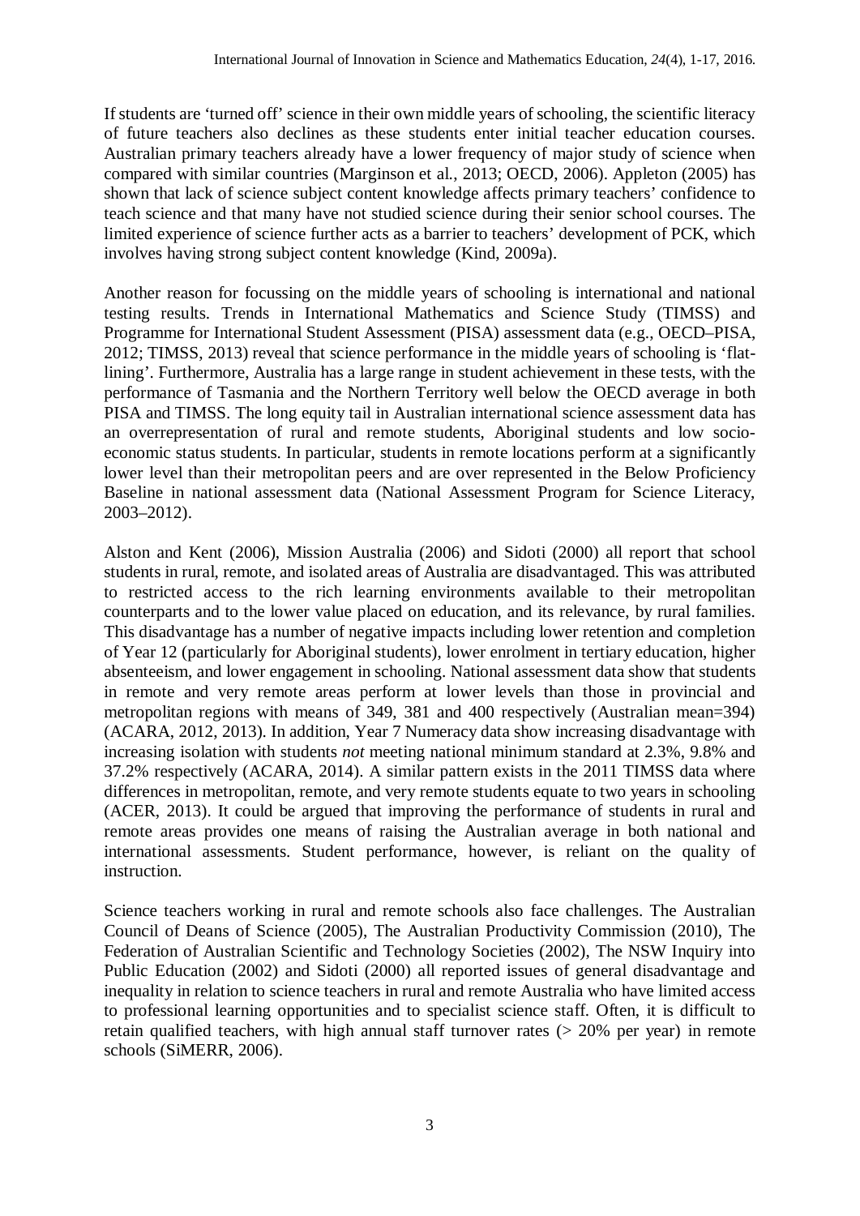If students are 'turned off' science in their own middle years of schooling, the scientific literacy of future teachers also declines as these students enter initial teacher education courses. Australian primary teachers already have a lower frequency of major study of science when compared with similar countries (Marginson et al., 2013; OECD, 2006). Appleton (2005) has shown that lack of science subject content knowledge affects primary teachers' confidence to teach science and that many have not studied science during their senior school courses. The limited experience of science further acts as a barrier to teachers' development of PCK, which involves having strong subject content knowledge (Kind, 2009a).

Another reason for focussing on the middle years of schooling is international and national testing results. Trends in International Mathematics and Science Study (TIMSS) and Programme for International Student Assessment (PISA) assessment data (e.g., OECD–PISA, 2012; TIMSS, 2013) reveal that science performance in the middle years of schooling is 'flat-lining'. Furthermore, Australia has a large range in student achievement in these tests, with the performance of Tasmania and the Northern Territory well below the OECD average in both PISA and TIMSS. The long equity tail in Australian international science assessment data has an overrepresentation of rural and remote students, Aboriginal students and low socio-economic status students. In particular, students in remote locations perform at a significantly lower level than their metropolitan peers and are over represented in the Below Proficiency Baseline in national assessment data (National Assessment Program for Science Literacy, 2003–2012).

Alston and Kent (2006), Mission Australia (2006) and Sidoti (2000) all report that school students in rural, remote, and isolated areas of Australia are disadvantaged. This was attributed to restricted access to the rich learning environments available to their metropolitan counterparts and to the lower value placed on education, and its relevance, by rural families. This disadvantage has a number of negative impacts including lower retention and completion of Year 12 (particularly for Aboriginal students), lower enrolment in tertiary education, higher absenteeism, and lower engagement in schooling. National assessment data show that students in remote and very remote areas perform at lower levels than those in provincial and metropolitan regions with means of 349, 381 and 400 respectively (Australian mean=394) (ACARA, 2012, 2013). In addition, Year 7 Numeracy data show increasing disadvantage with increasing isolation with students *not* meeting national minimum standard at 2.3%, 9.8% and 37.2% respectively (ACARA, 2014). A similar pattern exists in the 2011 TIMSS data where differences in metropolitan, remote, and very remote students equate to two years in schooling (ACER, 2013). It could be argued that improving the performance of students in rural and remote areas provides one means of raising the Australian average in both national and international assessments. Student performance, however, is reliant on the quality of instruction.

Science teachers working in rural and remote schools also face challenges. The Australian Council of Deans of Science (2005), The Australian Productivity Commission (2010), The Federation of Australian Scientific and Technology Societies (2002), The NSW Inquiry into Public Education (2002) and Sidoti (2000) all reported issues of general disadvantage and inequality in relation to science teachers in rural and remote Australia who have limited access to professional learning opportunities and to specialist science staff. Often, it is difficult to retain qualified teachers, with high annual staff turnover rates (> 20% per year) in remote schools (SiMERR, 2006).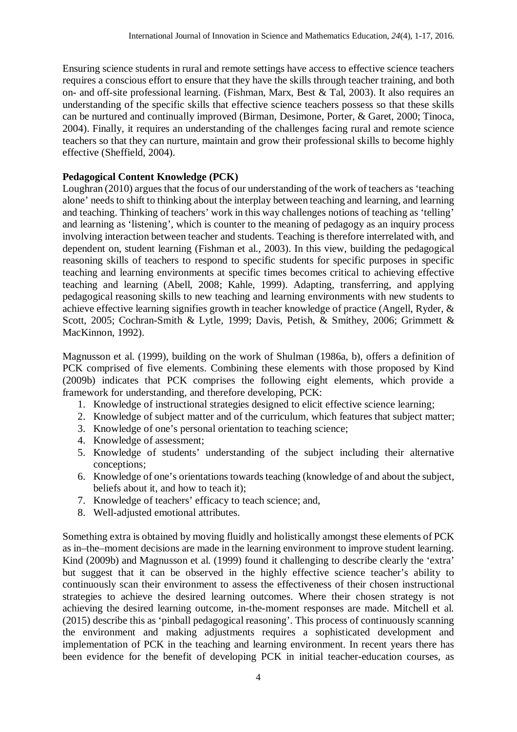Ensuring science students in rural and remote settings have access to effective science teachers requires a conscious effort to ensure that they have the skills through teacher training, and both on- and off-site professional learning. (Fishman, Marx, Best & Tal, 2003). It also requires an understanding of the specific skills that effective science teachers possess so that these skills can be nurtured and continually improved (Birman, Desimone, Porter, & Garet, 2000; Tinoca, 2004). Finally, it requires an understanding of the challenges facing rural and remote science teachers so that they can nurture, maintain and grow their professional skills to become highly effective (Sheffield, 2004).

**Pedagogical Content Knowledge (PCK)**

Loughran (2010) argues that the focus of our understanding of the work of teachers as 'teaching alone' needs to shift to thinking about the interplay between teaching and learning, and learning and teaching. Thinking of teachers' work in this way challenges notions of teaching as 'telling' and learning as 'listening', which is counter to the meaning of pedagogy as an inquiry process involving interaction between teacher and students. Teaching is therefore interrelated with, and dependent on, student learning (Fishman et al., 2003). In this view, building the pedagogical reasoning skills of teachers to respond to specific students for specific purposes in specific teaching and learning environments at specific times becomes critical to achieving effective teaching and learning (Abell, 2008; Kahle, 1999). Adapting, transferring, and applying pedagogical reasoning skills to new teaching and learning environments with new students to achieve effective learning signifies growth in teacher knowledge of practice (Angell, Ryder, & Scott, 2005; Cochran-Smith & Lytle, 1999; Davis, Petish, & Smithey, 2006; Grimmett & MacKinnon, 1992).

Magnusson et al. (1999), building on the work of Shulman (1986a, b), offers a definition of PCK comprised of five elements. Combining these elements with those proposed by Kind (2009b) indicates that PCK comprises the following eight elements, which provide a framework for understanding, and therefore developing, PCK:

1. Knowledge of instructional strategies designed to elicit effective science learning;
2. Knowledge of subject matter and of the curriculum, which features that subject matter;
3. Knowledge of one's personal orientation to teaching science;
4. Knowledge of assessment;
5. Knowledge of students' understanding of the subject including their alternative conceptions;
6. Knowledge of one's orientations towards teaching (knowledge of and about the subject, beliefs about it, and how to teach it);
7. Knowledge of teachers' efficacy to teach science; and,
8. Well-adjusted emotional attributes.

Something extra is obtained by moving fluidly and holistically amongst these elements of PCK as in–the–moment decisions are made in the learning environment to improve student learning. Kind (2009b) and Magnusson et al. (1999) found it challenging to describe clearly the 'extra' but suggest that it can be observed in the highly effective science teacher's ability to continuously scan their environment to assess the effectiveness of their chosen instructional strategies to achieve the desired learning outcomes. Where their chosen strategy is not achieving the desired learning outcome, in-the-moment responses are made. Mitchell et al. (2015) describe this as 'pinball pedagogical reasoning'. This process of continuously scanning the environment and making adjustments requires a sophisticated development and implementation of PCK in the teaching and learning environment. In recent years there has been evidence for the benefit of developing PCK in initial teacher-education courses, as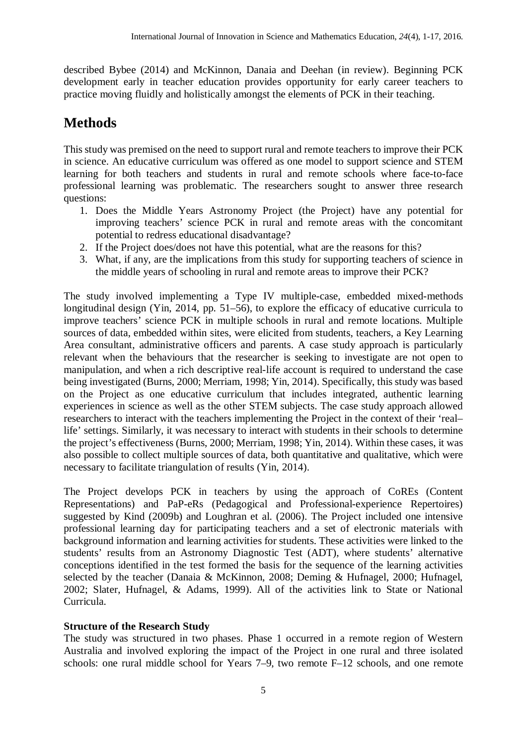described Bybee (2014) and McKinnon, Danaia and Deehan (in review). Beginning PCK development early in teacher education provides opportunity for early career teachers to practice moving fluidly and holistically amongst the elements of PCK in their teaching.

# Methods

This study was premised on the need to support rural and remote teachers to improve their PCK in science. An educative curriculum was offered as one model to support science and STEM learning for both teachers and students in rural and remote schools where face-to-face professional learning was problematic. The researchers sought to answer three research questions:

1. Does the Middle Years Astronomy Project (the Project) have any potential for improving teachers' science PCK in rural and remote areas with the concomitant potential to redress educational disadvantage?
2. If the Project does/does not have this potential, what are the reasons for this?
3. What, if any, are the implications from this study for supporting teachers of science in the middle years of schooling in rural and remote areas to improve their PCK?

The study involved implementing a Type IV multiple-case, embedded mixed-methods longitudinal design (Yin, 2014, pp. 51–56), to explore the efficacy of educative curricula to improve teachers' science PCK in multiple schools in rural and remote locations. Multiple sources of data, embedded within sites, were elicited from students, teachers, a Key Learning Area consultant, administrative officers and parents. A case study approach is particularly relevant when the behaviours that the researcher is seeking to investigate are not open to manipulation, and when a rich descriptive real-life account is required to understand the case being investigated (Burns, 2000; Merriam, 1998; Yin, 2014). Specifically, this study was based on the Project as one educative curriculum that includes integrated, authentic learning experiences in science as well as the other STEM subjects. The case study approach allowed researchers to interact with the teachers implementing the Project in the context of their 'real–life' settings. Similarly, it was necessary to interact with students in their schools to determine the project's effectiveness (Burns, 2000; Merriam, 1998; Yin, 2014). Within these cases, it was also possible to collect multiple sources of data, both quantitative and qualitative, which were necessary to facilitate triangulation of results (Yin, 2014).

The Project develops PCK in teachers by using the approach of CoREs (Content Representations) and PaP-eRs (Pedagogical and Professional-experience Repertoires) suggested by Kind (2009b) and Loughran et al. (2006). The Project included one intensive professional learning day for participating teachers and a set of electronic materials with background information and learning activities for students. These activities were linked to the students' results from an Astronomy Diagnostic Test (ADT), where students' alternative conceptions identified in the test formed the basis for the sequence of the learning activities selected by the teacher (Danaia & McKinnon, 2008; Deming & Hufnagel, 2000; Hufnagel, 2002; Slater, Hufnagel, & Adams, 1999). All of the activities link to State or National Curricula.

**Structure of the Research Study**

The study was structured in two phases. Phase 1 occurred in a remote region of Western Australia and involved exploring the impact of the Project in one rural and three isolated schools: one rural middle school for Years 7–9, two remote F–12 schools, and one remote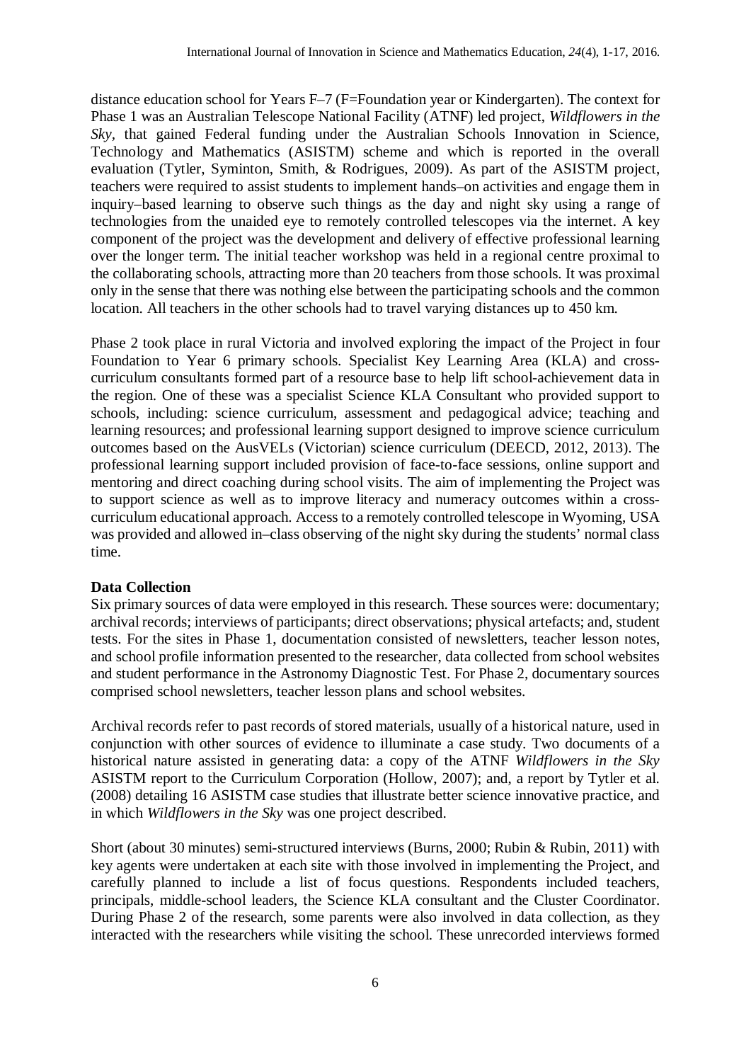distance education school for Years F–7 (F=Foundation year or Kindergarten). The context for Phase 1 was an Australian Telescope National Facility (ATNF) led project, *Wildflowers in the Sky,* that gained Federal funding under the Australian Schools Innovation in Science, Technology and Mathematics (ASISTM) scheme and which is reported in the overall evaluation (Tytler, Symington, Smith, & Rodrigues, 2009). As part of the ASISTM project, teachers were required to assist students to implement hands–on activities and engage them in inquiry–based learning to observe such things as the day and night sky using a range of technologies from the unaided eye to remotely controlled telescopes via the internet. A key component of the project was the development and delivery of effective professional learning over the longer term. The initial teacher workshop was held in a regional centre proximal to the collaborating schools, attracting more than 20 teachers from those schools. It was proximal only in the sense that there was nothing else between the participating schools and the common location. All teachers in the other schools had to travel varying distances up to 450 km.

Phase 2 took place in rural Victoria and involved exploring the impact of the Project in four Foundation to Year 6 primary schools. Specialist Key Learning Area (KLA) and cross-curriculum consultants formed part of a resource base to help lift school-achievement data in the region. One of these was a specialist Science KLA Consultant who provided support to schools, including: science curriculum, assessment and pedagogical advice; teaching and learning resources; and professional learning support designed to improve science curriculum outcomes based on the AusVELs (Victorian) science curriculum (DEECD, 2012, 2013). The professional learning support included provision of face-to-face sessions, online support and mentoring and direct coaching during school visits. The aim of implementing the Project was to support science as well as to improve literacy and numeracy outcomes within a cross-curriculum educational approach. Access to a remotely controlled telescope in Wyoming, USA was provided and allowed in–class observing of the night sky during the students' normal class time.

**Data Collection**

Six primary sources of data were employed in this research. These sources were: documentary; archival records; interviews of participants; direct observations; physical artefacts; and, student tests. For the sites in Phase 1, documentation consisted of newsletters, teacher lesson notes, and school profile information presented to the researcher, data collected from school websites and student performance in the Astronomy Diagnostic Test. For Phase 2, documentary sources comprised school newsletters, teacher lesson plans and school websites.

Archival records refer to past records of stored materials, usually of a historical nature, used in conjunction with other sources of evidence to illuminate a case study. Two documents of a historical nature assisted in generating data: a copy of the ATNF *Wildflowers in the Sky* ASISTM report to the Curriculum Corporation (Hollow, 2007); and, a report by Tytler et al. (2008) detailing 16 ASISTM case studies that illustrate better science innovative practice, and in which *Wildflowers in the Sky* was one project described.

Short (about 30 minutes) semi-structured interviews (Burns, 2000; Rubin & Rubin, 2011) with key agents were undertaken at each site with those involved in implementing the Project, and carefully planned to include a list of focus questions. Respondents included teachers, principals, middle-school leaders, the Science KLA consultant and the Cluster Coordinator. During Phase 2 of the research, some parents were also involved in data collection, as they interacted with the researchers while visiting the school. These unrecorded interviews formed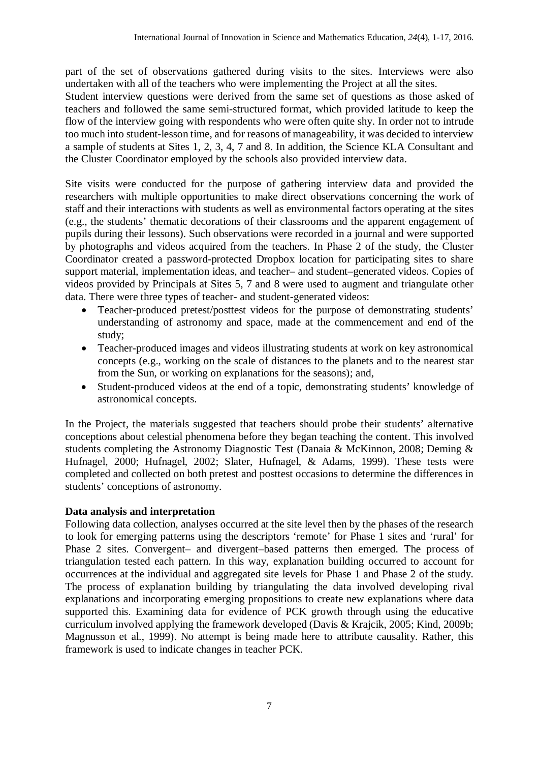part of the set of observations gathered during visits to the sites. Interviews were also undertaken with all of the teachers who were implementing the Project at all the sites.

Student interview questions were derived from the same set of questions as those asked of teachers and followed the same semi-structured format, which provided latitude to keep the flow of the interview going with respondents who were often quite shy. In order not to intrude too much into student-lesson time, and for reasons of manageability, it was decided to interview a sample of students at Sites 1, 2, 3, 4, 7 and 8. In addition, the Science KLA Consultant and the Cluster Coordinator employed by the schools also provided interview data.

Site visits were conducted for the purpose of gathering interview data and provided the researchers with multiple opportunities to make direct observations concerning the work of staff and their interactions with students as well as environmental factors operating at the sites (e.g., the students' thematic decorations of their classrooms and the apparent engagement of pupils during their lessons). Such observations were recorded in a journal and were supported by photographs and videos acquired from the teachers. In Phase 2 of the study, the Cluster Coordinator created a password-protected Dropbox location for participating sites to share support material, implementation ideas, and teacher– and student–generated videos. Copies of videos provided by Principals at Sites 5, 7 and 8 were used to augment and triangulate other data. There were three types of teacher- and student-generated videos:

- Teacher-produced pretest/posttest videos for the purpose of demonstrating students' understanding of astronomy and space, made at the commencement and end of the study;
- Teacher-produced images and videos illustrating students at work on key astronomical concepts (e.g., working on the scale of distances to the planets and to the nearest star from the Sun, or working on explanations for the seasons); and,
- Student-produced videos at the end of a topic, demonstrating students' knowledge of astronomical concepts.

In the Project, the materials suggested that teachers should probe their students' alternative conceptions about celestial phenomena before they began teaching the content. This involved students completing the Astronomy Diagnostic Test (Danaia & McKinnon, 2008; Deming & Hufnagel, 2000; Hufnagel, 2002; Slater, Hufnagel, & Adams, 1999). These tests were completed and collected on both pretest and posttest occasions to determine the differences in students' conceptions of astronomy.

**Data analysis and interpretation**

Following data collection, analyses occurred at the site level then by the phases of the research to look for emerging patterns using the descriptors 'remote' for Phase 1 sites and 'rural' for Phase 2 sites. Convergent– and divergent–based patterns then emerged. The process of triangulation tested each pattern. In this way, explanation building occurred to account for occurrences at the individual and aggregated site levels for Phase 1 and Phase 2 of the study. The process of explanation building by triangulating the data involved developing rival explanations and incorporating emerging propositions to create new explanations where data supported this. Examining data for evidence of PCK growth through using the educative curriculum involved applying the framework developed (Davis & Krajcik, 2005; Kind, 2009b; Magnusson et al., 1999). No attempt is being made here to attribute causality. Rather, this framework is used to indicate changes in teacher PCK.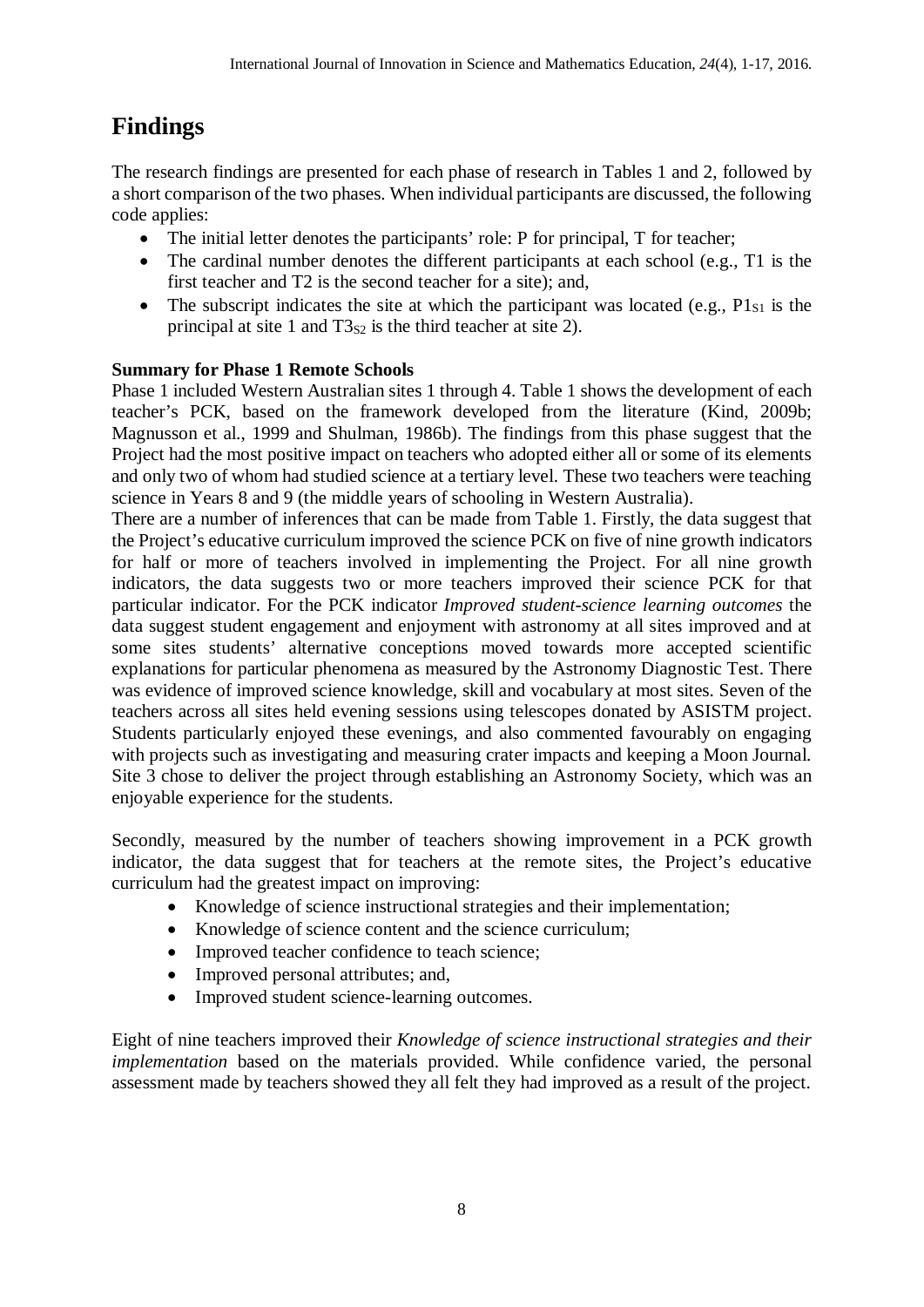# Findings

The research findings are presented for each phase of research in Tables 1 and 2, followed by a short comparison of the two phases. When individual participants are discussed, the following code applies:

- The initial letter denotes the participants' role: P for principal, T for teacher;
- The cardinal number denotes the different participants at each school (e.g., T1 is the first teacher and T2 is the second teacher for a site); and,
- The subscript indicates the site at which the participant was located (e.g., $P1_{S1}$ is the principal at site 1 and $T3_{S2}$ is the third teacher at site 2).

**Summary for Phase 1 Remote Schools**

Phase 1 included Western Australian sites 1 through 4. Table 1 shows the development of each teacher's PCK, based on the framework developed from the literature (Kind, 2009b; Magnusson et al., 1999 and Shulman, 1986b). The findings from this phase suggest that the Project had the most positive impact on teachers who adopted either all or some of its elements and only two of whom had studied science at a tertiary level. These two teachers were teaching science in Years 8 and 9 (the middle years of schooling in Western Australia).

There are a number of inferences that can be made from Table 1. Firstly, the data suggest that the Project's educative curriculum improved the science PCK on five of nine growth indicators for half or more of teachers involved in implementing the Project. For all nine growth indicators, the data suggests two or more teachers improved their science PCK for that particular indicator. For the PCK indicator *Improved student-science learning outcomes* the data suggest student engagement and enjoyment with astronomy at all sites improved and at some sites students' alternative conceptions moved towards more accepted scientific explanations for particular phenomena as measured by the Astronomy Diagnostic Test. There was evidence of improved science knowledge, skill and vocabulary at most sites. Seven of the teachers across all sites held evening sessions using telescopes donated by ASISTM project. Students particularly enjoyed these evenings, and also commented favourably on engaging with projects such as investigating and measuring crater impacts and keeping a Moon Journal. Site 3 chose to deliver the project through establishing an Astronomy Society, which was an enjoyable experience for the students.

Secondly, measured by the number of teachers showing improvement in a PCK growth indicator, the data suggest that for teachers at the remote sites, the Project's educative curriculum had the greatest impact on improving:

- Knowledge of science instructional strategies and their implementation;
- Knowledge of science content and the science curriculum;
- Improved teacher confidence to teach science;
- Improved personal attributes; and,
- Improved student science-learning outcomes.

Eight of nine teachers improved their *Knowledge of science instructional strategies and their implementation* based on the materials provided. While confidence varied, the personal assessment made by teachers showed they all felt they had improved as a result of the project.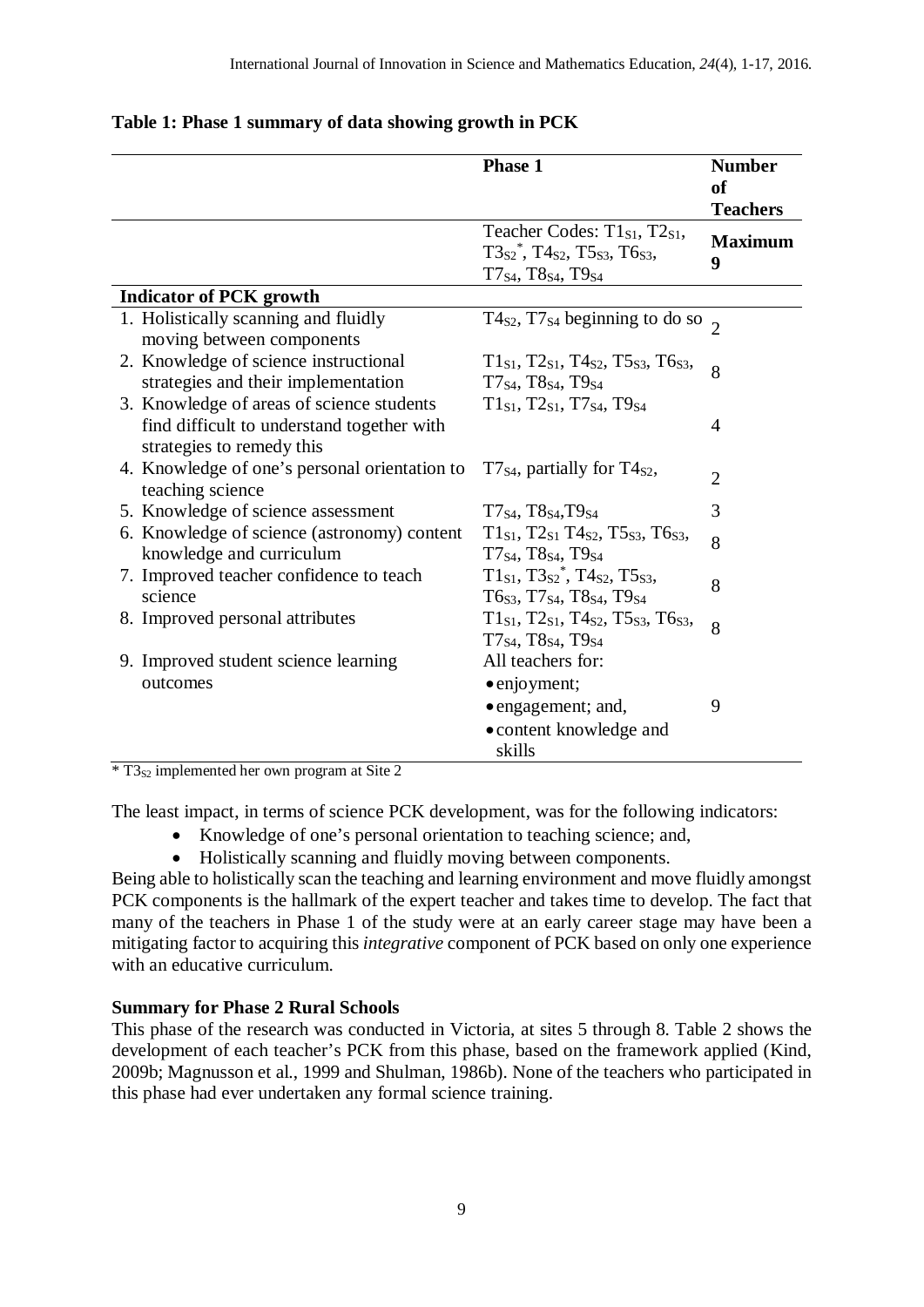**Table 1: Phase 1 summary of data showing growth in PCK**

| | Phase 1 | Number of Teachers |
|---|---|---|
| | Teacher Codes: $T1_{S1}$, $T2_{S1}$, $T3_{S2}$*, $T4_{S2}$, $T5_{S3}$, $T6_{S3}$, $T7_{S4}$, $T8_{S4}$, $T9_{S4}$ | **Maximum 9** |
| **Indicator of PCK growth** | | |
| 1. Holistically scanning and fluidly moving between components | $T4_{S2}$, $T7_{S4}$ beginning to do so | 2 |
| 2. Knowledge of science instructional strategies and their implementation | $T1_{S1}$, $T2_{S1}$, $T4_{S2}$, $T5_{S3}$, $T6_{S3}$, $T7_{S4}$, $T8_{S4}$, $T9_{S4}$ | 8 |
| 3. Knowledge of areas of science students find difficult to understand together with strategies to remedy this | $T1_{S1}$, $T2_{S1}$, $T7_{S4}$, $T9_{S4}$ | 4 |
| 4. Knowledge of one's personal orientation to teaching science | $T7_{S4}$, partially for $T4_{S2}$, | 2 |
| 5. Knowledge of science assessment | $T7_{S4}$, $T8_{S4}$,$T9_{S4}$ | 3 |
| 6. Knowledge of science (astronomy) content knowledge and curriculum | $T1_{S1}$, $T2_{S1}$ $T4_{S2}$, $T5_{S3}$, $T6_{S3}$, $T7_{S4}$, $T8_{S4}$, $T9_{S4}$ | 8 |
| 7. Improved teacher confidence to teach science | $T1_{S1}$, $T3_{S2}$*, $T4_{S2}$, $T5_{S3}$, $T6_{S3}$, $T7_{S4}$, $T8_{S4}$, $T9_{S4}$ | 8 |
| 8. Improved personal attributes | $T1_{S1}$, $T2_{S1}$, $T4_{S2}$, $T5_{S3}$, $T6_{S3}$, $T7_{S4}$, $T8_{S4}$, $T9_{S4}$ | 8 |
| 9. Improved student science learning outcomes | All teachers for: • enjoyment; • engagement; and, • content knowledge and skills | 9 |

* $T3_{S2}$ implemented her own program at Site 2

The least impact, in terms of science PCK development, was for the following indicators:

- Knowledge of one's personal orientation to teaching science; and,
- Holistically scanning and fluidly moving between components.

Being able to holistically scan the teaching and learning environment and move fluidly amongst PCK components is the hallmark of the expert teacher and takes time to develop. The fact that many of the teachers in Phase 1 of the study were at an early career stage may have been a mitigating factor to acquiring this *integrative* component of PCK based on only one experience with an educative curriculum.

**Summary for Phase 2 Rural Schools**

This phase of the research was conducted in Victoria, at sites 5 through 8. Table 2 shows the development of each teacher's PCK from this phase, based on the framework applied (Kind, 2009b; Magnusson et al., 1999 and Shulman, 1986b). None of the teachers who participated in this phase had ever undertaken any formal science training.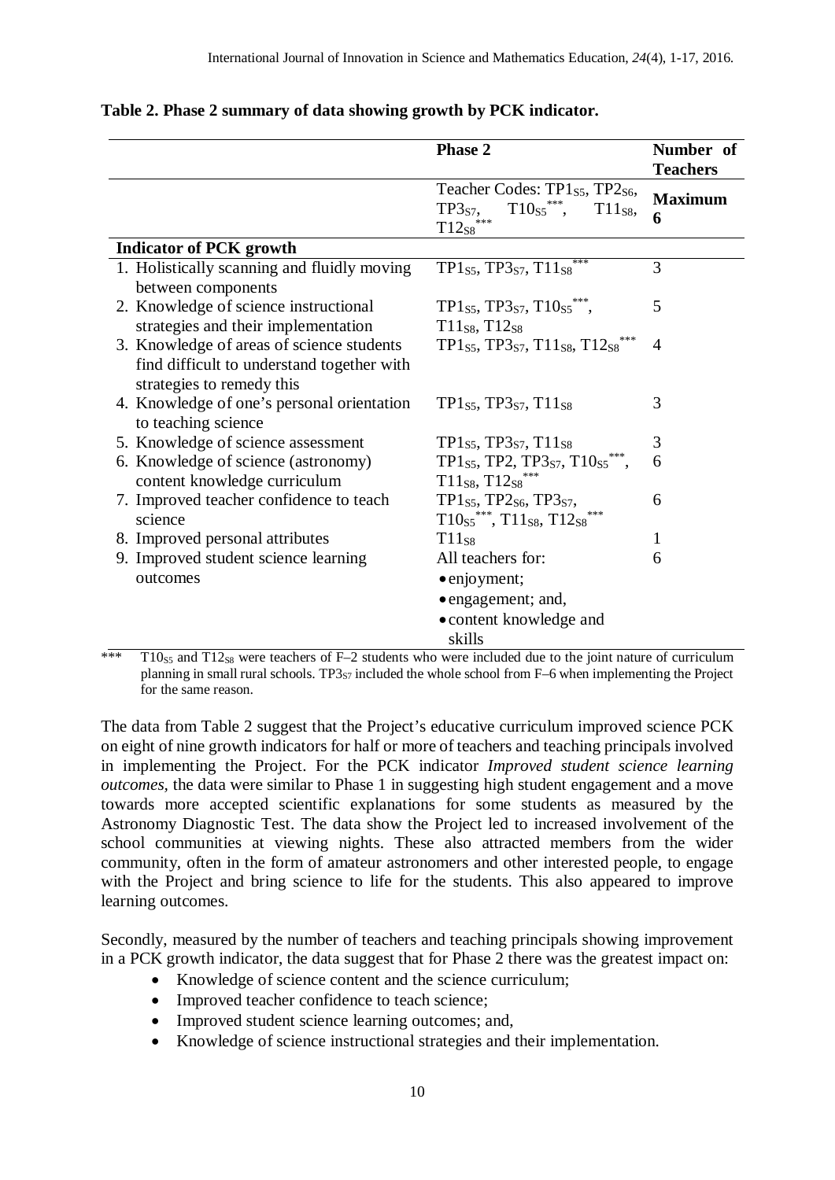**Table 2. Phase 2 summary of data showing growth by PCK indicator.**

| | Phase 2 | Number of Teachers |
|---|---|---|
| | Teacher Codes: $TP1_{S5}$, $TP2_{S6}$, $TP3_{S7}$, $T10_{S5}$***, $T11_{S8}$, $T12_{S8}$*** | **Maximum 6** |
| **Indicator of PCK growth** | | |
| 1. Holistically scanning and fluidly moving between components | $TP1_{S5}$, $TP3_{S7}$, $T11_{S8}$*** | 3 |
| 2. Knowledge of science instructional strategies and their implementation | $TP1_{S5}$, $TP3_{S7}$, $T10_{S5}$***, $T11_{S8}$, $T12_{S8}$ | 5 |
| 3. Knowledge of areas of science students find difficult to understand together with strategies to remedy this | $TP1_{S5}$, $TP3_{S7}$, $T11_{S8}$, $T12_{S8}$*** | 4 |
| 4. Knowledge of one's personal orientation to teaching science | $TP1_{S5}$, $TP3_{S7}$, $T11_{S8}$ | 3 |
| 5. Knowledge of science assessment | $TP1_{S5}$, $TP3_{S7}$, $T11_{S8}$ | 3 |
| 6. Knowledge of science (astronomy) content knowledge curriculum | $TP1_{S5}$, TP2, $TP3_{S7}$, $T10_{S5}$***, $T11_{S8}$, $T12_{S8}$*** | 6 |
| 7. Improved teacher confidence to teach science | $TP1_{S5}$, $TP2_{S6}$, $TP3_{S7}$, $T10_{S5}$***, $T11_{S8}$, $T12_{S8}$*** | 6 |
| 8. Improved personal attributes | $T11_{S8}$ | 1 |
| 9. Improved student science learning outcomes | All teachers for: • enjoyment; • engagement; and, • content knowledge and skills | 6 |

*** $T10_{S5}$ and $T12_{S8}$ were teachers of F–2 students who were included due to the joint nature of curriculum planning in small rural schools. $TP3_{S7}$ included the whole school from F–6 when implementing the Project for the same reason.

The data from Table 2 suggest that the Project's educative curriculum improved science PCK on eight of nine growth indicators for half or more of teachers and teaching principals involved in implementing the Project. For the PCK indicator *Improved student science learning outcomes*, the data were similar to Phase 1 in suggesting high student engagement and a move towards more accepted scientific explanations for some students as measured by the Astronomy Diagnostic Test. The data show the Project led to increased involvement of the school communities at viewing nights. These also attracted members from the wider community, often in the form of amateur astronomers and other interested people, to engage with the Project and bring science to life for the students. This also appeared to improve learning outcomes.

Secondly, measured by the number of teachers and teaching principals showing improvement in a PCK growth indicator, the data suggest that for Phase 2 there was the greatest impact on:

- Knowledge of science content and the science curriculum;
- Improved teacher confidence to teach science;
- Improved student science learning outcomes; and,
- Knowledge of science instructional strategies and their implementation.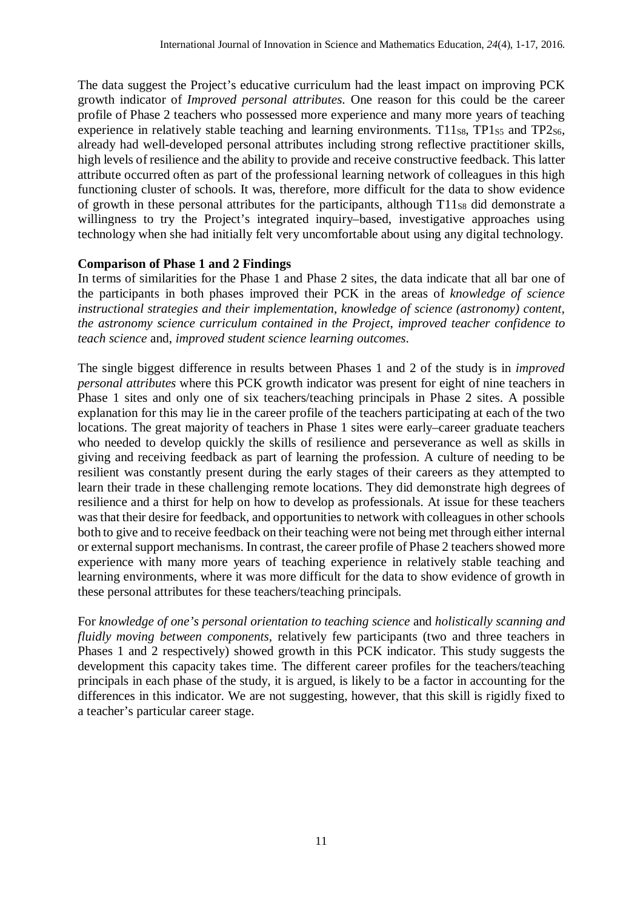The data suggest the Project's educative curriculum had the least impact on improving PCK growth indicator of *Improved personal attributes*. One reason for this could be the career profile of Phase 2 teachers who possessed more experience and many more years of teaching experience in relatively stable teaching and learning environments. $T11_{S8}$, $TP1_{S5}$ and $TP2_{S6}$, already had well-developed personal attributes including strong reflective practitioner skills, high levels of resilience and the ability to provide and receive constructive feedback. This latter attribute occurred often as part of the professional learning network of colleagues in this high functioning cluster of schools. It was, therefore, more difficult for the data to show evidence of growth in these personal attributes for the participants, although $T11_{S8}$ did demonstrate a willingness to try the Project's integrated inquiry–based, investigative approaches using technology when she had initially felt very uncomfortable about using any digital technology.

**Comparison of Phase 1 and 2 Findings**

In terms of similarities for the Phase 1 and Phase 2 sites, the data indicate that all bar one of the participants in both phases improved their PCK in the areas of *knowledge of science instructional strategies and their implementation*, *knowledge of science (astronomy) content*, *the astronomy science curriculum contained in the Project*, *improved teacher confidence to teach science* and, *improved student science learning outcomes*.

The single biggest difference in results between Phases 1 and 2 of the study is in *improved personal attributes* where this PCK growth indicator was present for eight of nine teachers in Phase 1 sites and only one of six teachers/teaching principals in Phase 2 sites. A possible explanation for this may lie in the career profile of the teachers participating at each of the two locations. The great majority of teachers in Phase 1 sites were early–career graduate teachers who needed to develop quickly the skills of resilience and perseverance as well as skills in giving and receiving feedback as part of learning the profession. A culture of needing to be resilient was constantly present during the early stages of their careers as they attempted to learn their trade in these challenging remote locations. They did demonstrate high degrees of resilience and a thirst for help on how to develop as professionals. At issue for these teachers was that their desire for feedback, and opportunities to network with colleagues in other schools both to give and to receive feedback on their teaching were not being met through either internal or external support mechanisms. In contrast, the career profile of Phase 2 teachers showed more experience with many more years of teaching experience in relatively stable teaching and learning environments, where it was more difficult for the data to show evidence of growth in these personal attributes for these teachers/teaching principals.

For *knowledge of one's personal orientation to teaching science* and *holistically scanning and fluidly moving between components*, relatively few participants (two and three teachers in Phases 1 and 2 respectively) showed growth in this PCK indicator. This study suggests the development this capacity takes time. The different career profiles for the teachers/teaching principals in each phase of the study, it is argued, is likely to be a factor in accounting for the differences in this indicator. We are not suggesting, however, that this skill is rigidly fixed to a teacher's particular career stage.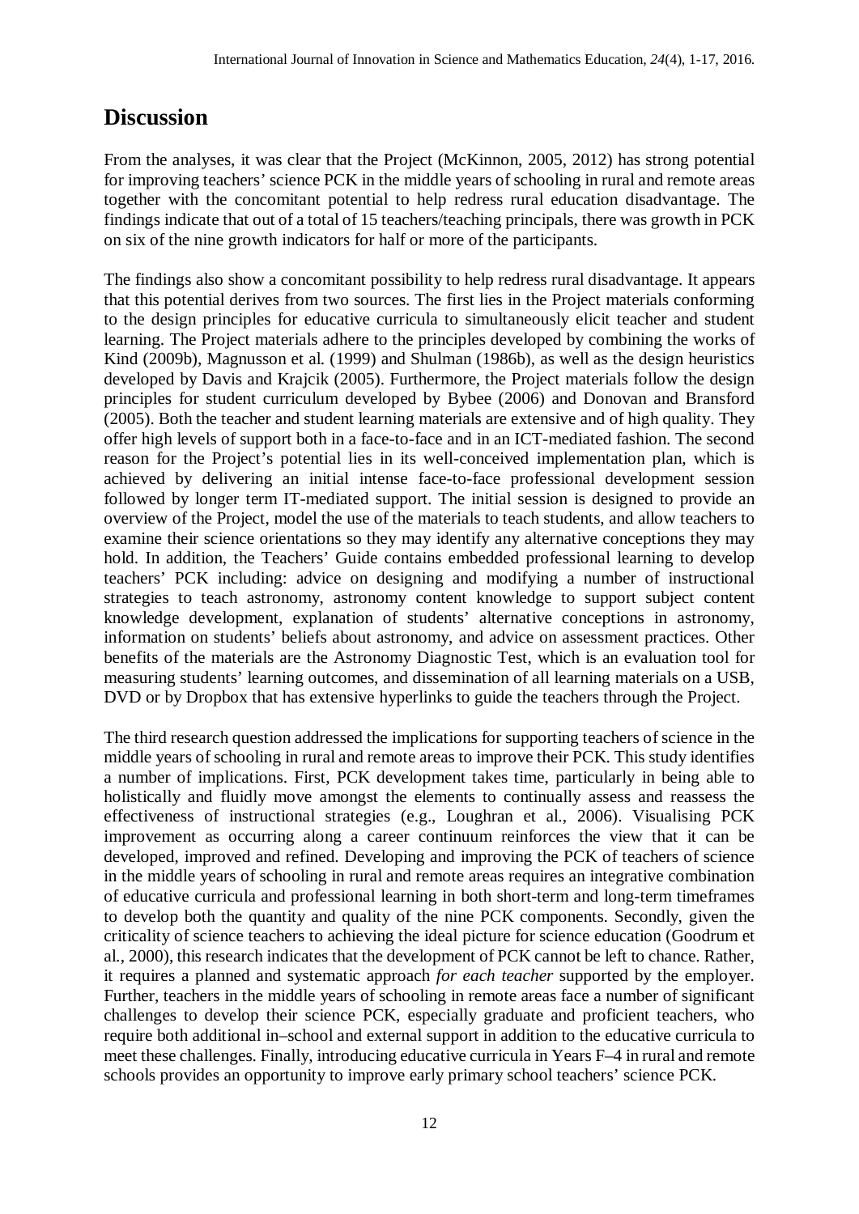# Discussion

From the analyses, it was clear that the Project (McKinnon, 2005, 2012) has strong potential for improving teachers' science PCK in the middle years of schooling in rural and remote areas together with the concomitant potential to help redress rural education disadvantage. The findings indicate that out of a total of 15 teachers/teaching principals, there was growth in PCK on six of the nine growth indicators for half or more of the participants.

The findings also show a concomitant possibility to help redress rural disadvantage. It appears that this potential derives from two sources. The first lies in the Project materials conforming to the design principles for educative curricula to simultaneously elicit teacher and student learning. The Project materials adhere to the principles developed by combining the works of Kind (2009b), Magnusson et al. (1999) and Shulman (1986b), as well as the design heuristics developed by Davis and Krajcik (2005). Furthermore, the Project materials follow the design principles for student curriculum developed by Bybee (2006) and Donovan and Bransford (2005). Both the teacher and student learning materials are extensive and of high quality. They offer high levels of support both in a face-to-face and in an ICT-mediated fashion. The second reason for the Project's potential lies in its well-conceived implementation plan, which is achieved by delivering an initial intense face-to-face professional development session followed by longer term IT-mediated support. The initial session is designed to provide an overview of the Project, model the use of the materials to teach students, and allow teachers to examine their science orientations so they may identify any alternative conceptions they may hold. In addition, the Teachers' Guide contains embedded professional learning to develop teachers' PCK including: advice on designing and modifying a number of instructional strategies to teach astronomy, astronomy content knowledge to support subject content knowledge development, explanation of students' alternative conceptions in astronomy, information on students' beliefs about astronomy, and advice on assessment practices. Other benefits of the materials are the Astronomy Diagnostic Test, which is an evaluation tool for measuring students' learning outcomes, and dissemination of all learning materials on a USB, DVD or by Dropbox that has extensive hyperlinks to guide the teachers through the Project.

The third research question addressed the implications for supporting teachers of science in the middle years of schooling in rural and remote areas to improve their PCK. This study identifies a number of implications. First, PCK development takes time, particularly in being able to holistically and fluidly move amongst the elements to continually assess and reassess the effectiveness of instructional strategies (e.g., Loughran et al., 2006). Visualising PCK improvement as occurring along a career continuum reinforces the view that it can be developed, improved and refined. Developing and improving the PCK of teachers of science in the middle years of schooling in rural and remote areas requires an integrative combination of educative curricula and professional learning in both short-term and long-term timeframes to develop both the quantity and quality of the nine PCK components. Secondly, given the criticality of science teachers to achieving the ideal picture for science education (Goodrum et al., 2000), this research indicates that the development of PCK cannot be left to chance. Rather, it requires a planned and systematic approach *for each teacher* supported by the employer. Further, teachers in the middle years of schooling in remote areas face a number of significant challenges to develop their science PCK, especially graduate and proficient teachers, who require both additional in–school and external support in addition to the educative curricula to meet these challenges. Finally, introducing educative curricula in Years F–4 in rural and remote schools provides an opportunity to improve early primary school teachers' science PCK.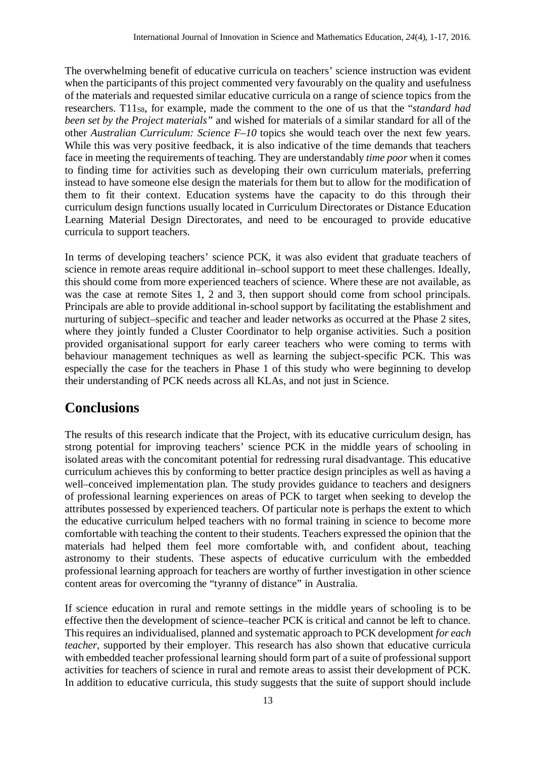The overwhelming benefit of educative curricula on teachers' science instruction was evident when the participants of this project commented very favourably on the quality and usefulness of the materials and requested similar educative curricula on a range of science topics from the researchers. T11$_{S8}$, for example, made the comment to the one of us that the "*standard had been set by the Project materials"* and wished for materials of a similar standard for all of the other *Australian Curriculum: Science F–10* topics she would teach over the next few years. While this was very positive feedback, it is also indicative of the time demands that teachers face in meeting the requirements of teaching. They are understandably *time poor* when it comes to finding time for activities such as developing their own curriculum materials, preferring instead to have someone else design the materials for them but to allow for the modification of them to fit their context. Education systems have the capacity to do this through their curriculum design functions usually located in Curriculum Directorates or Distance Education Learning Material Design Directorates, and need to be encouraged to provide educative curricula to support teachers.

In terms of developing teachers' science PCK, it was also evident that graduate teachers of science in remote areas require additional in–school support to meet these challenges. Ideally, this should come from more experienced teachers of science. Where these are not available, as was the case at remote Sites 1, 2 and 3, then support should come from school principals. Principals are able to provide additional in-school support by facilitating the establishment and nurturing of subject–specific and teacher and leader networks as occurred at the Phase 2 sites, where they jointly funded a Cluster Coordinator to help organise activities. Such a position provided organisational support for early career teachers who were coming to terms with behaviour management techniques as well as learning the subject-specific PCK. This was especially the case for the teachers in Phase 1 of this study who were beginning to develop their understanding of PCK needs across all KLAs, and not just in Science.

## Conclusions

The results of this research indicate that the Project, with its educative curriculum design, has strong potential for improving teachers' science PCK in the middle years of schooling in isolated areas with the concomitant potential for redressing rural disadvantage. This educative curriculum achieves this by conforming to better practice design principles as well as having a well–conceived implementation plan. The study provides guidance to teachers and designers of professional learning experiences on areas of PCK to target when seeking to develop the attributes possessed by experienced teachers. Of particular note is perhaps the extent to which the educative curriculum helped teachers with no formal training in science to become more comfortable with teaching the content to their students. Teachers expressed the opinion that the materials had helped them feel more comfortable with, and confident about, teaching astronomy to their students. These aspects of educative curriculum with the embedded professional learning approach for teachers are worthy of further investigation in other science content areas for overcoming the "tyranny of distance" in Australia.

If science education in rural and remote settings in the middle years of schooling is to be effective then the development of science–teacher PCK is critical and cannot be left to chance. This requires an individualised, planned and systematic approach to PCK development *for each teacher*, supported by their employer. This research has also shown that educative curricula with embedded teacher professional learning should form part of a suite of professional support activities for teachers of science in rural and remote areas to assist their development of PCK. In addition to educative curricula, this study suggests that the suite of support should include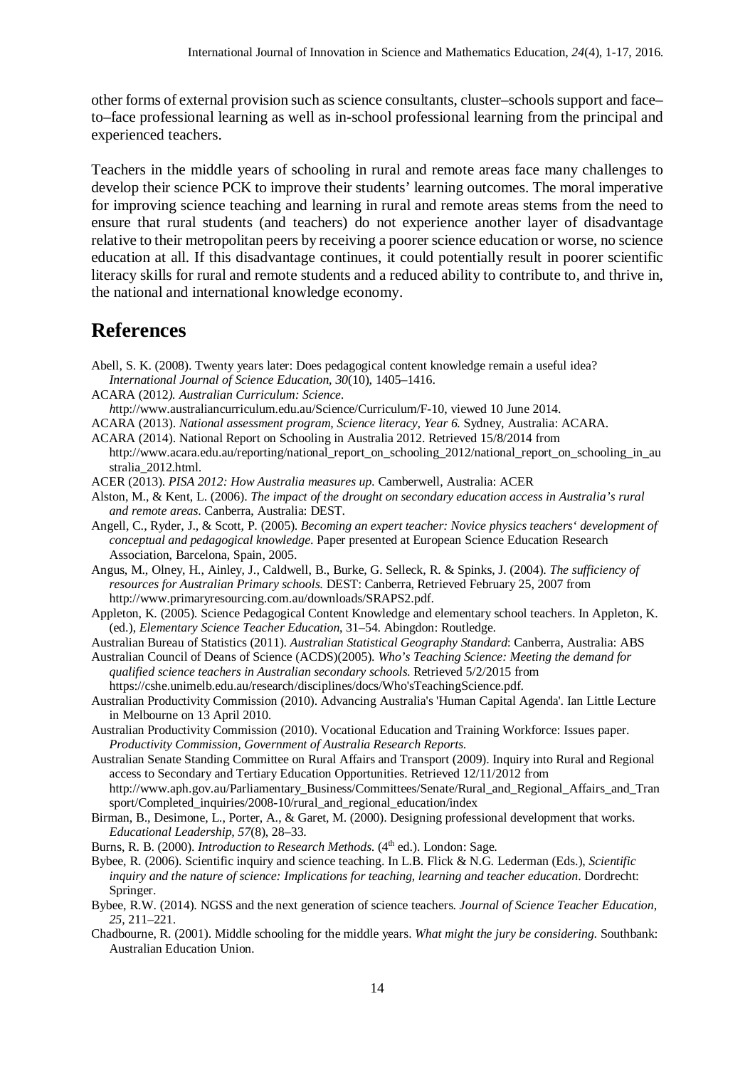other forms of external provision such as science consultants, cluster–schools support and face–to–face professional learning as well as in-school professional learning from the principal and experienced teachers.

Teachers in the middle years of schooling in rural and remote areas face many challenges to develop their science PCK to improve their students' learning outcomes. The moral imperative for improving science teaching and learning in rural and remote areas stems from the need to ensure that rural students (and teachers) do not experience another layer of disadvantage relative to their metropolitan peers by receiving a poorer science education or worse, no science education at all. If this disadvantage continues, it could potentially result in poorer scientific literacy skills for rural and remote students and a reduced ability to contribute to, and thrive in, the national and international knowledge economy.

# References

Abell, S. K. (2008). Twenty years later: Does pedagogical content knowledge remain a useful idea? *International Journal of Science Education, 30*(10), 1405–1416.

ACARA (2012*). Australian Curriculum: Science.* *h*ttp://www.australiancurriculum.edu.au/Science/Curriculum/F-10, viewed 10 June 2014.

ACARA (2013). *National assessment program, Science literacy, Year 6.* Sydney, Australia: ACARA.

ACARA (2014). National Report on Schooling in Australia 2012. Retrieved 15/8/2014 from http://www.acara.edu.au/reporting/national_report_on_schooling_2012/national_report_on_schooling_in_australia_2012.html.

ACER (2013). *PISA 2012: How Australia measures up.* Camberwell, Australia: ACER

Alston, M., & Kent, L. (2006). *The impact of the drought on secondary education access in Australia's rural and remote areas*. Canberra, Australia: DEST.

Angell, C., Ryder, J., & Scott, P. (2005). *Becoming an expert teacher: Novice physics teachers' development of conceptual and pedagogical knowledge*. Paper presented at European Science Education Research Association, Barcelona, Spain, 2005.

Angus, M., Olney, H., Ainley, J., Caldwell, B., Burke, G. Selleck, R. & Spinks, J. (2004). *The sufficiency of resources for Australian Primary schools.* DEST: Canberra, Retrieved February 25, 2007 from http://www.primaryresourcing.com.au/downloads/SRAPS2.pdf.

Appleton, K. (2005). Science Pedagogical Content Knowledge and elementary school teachers. In Appleton, K. (ed.), *Elementary Science Teacher Education*, 31–54. Abingdon: Routledge.

Australian Bureau of Statistics (2011). *Australian Statistical Geography Standard*: Canberra, Australia: ABS

Australian Council of Deans of Science (ACDS)(2005). *Who's Teaching Science: Meeting the demand for qualified science teachers in Australian secondary schools.* Retrieved 5/2/2015 from https://cshe.unimelb.edu.au/research/disciplines/docs/Who'sTeachingScience.pdf.

Australian Productivity Commission (2010). Advancing Australia's 'Human Capital Agenda'. Ian Little Lecture in Melbourne on 13 April 2010.

Australian Productivity Commission (2010). Vocational Education and Training Workforce: Issues paper. *Productivity Commission, Government of Australia Research Reports.*

Australian Senate Standing Committee on Rural Affairs and Transport (2009). Inquiry into Rural and Regional access to Secondary and Tertiary Education Opportunities. Retrieved 12/11/2012 from http://www.aph.gov.au/Parliamentary_Business/Committees/Senate/Rural_and_Regional_Affairs_and_Transport/Completed_inquiries/2008-10/rural_and_regional_education/index

Birman, B., Desimone, L., Porter, A., & Garet, M. (2000). Designing professional development that works. *Educational Leadership, 57*(8), 28–33.

Burns, R. B. (2000). *Introduction to Research Methods.* (4th ed.). London: Sage.

Bybee, R. (2006). Scientific inquiry and science teaching. In L.B. Flick & N.G. Lederman (Eds.), *Scientific inquiry and the nature of science: Implications for teaching, learning and teacher education*. Dordrecht: Springer.

Bybee, R.W. (2014). NGSS and the next generation of science teachers. *Journal of Science Teacher Education, 25,* 211–221.

Chadbourne, R. (2001). Middle schooling for the middle years. *What might the jury be considering.* Southbank: Australian Education Union.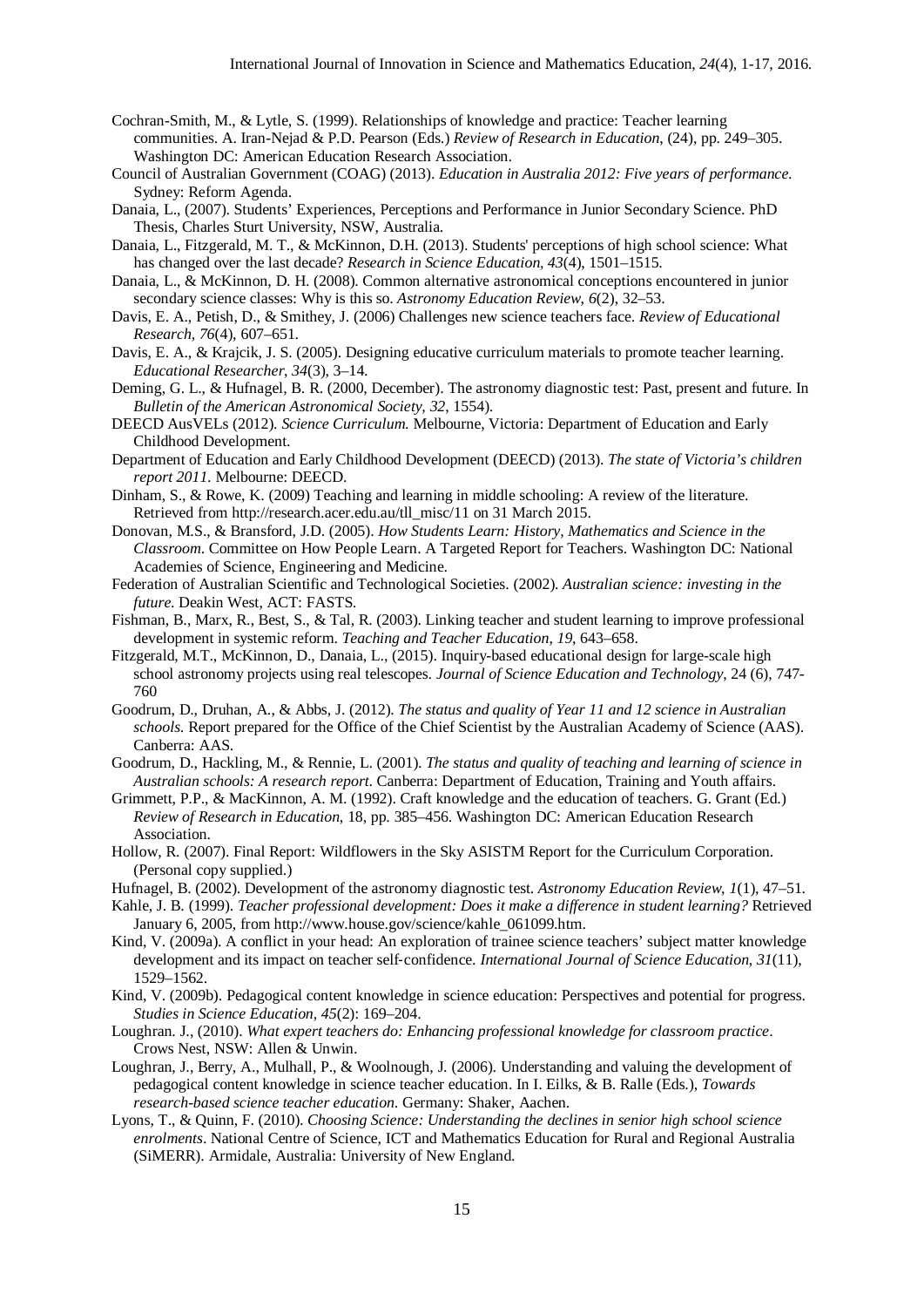Cochran-Smith, M., & Lytle, S. (1999). Relationships of knowledge and practice: Teacher learning communities. A. Iran-Nejad & P.D. Pearson (Eds.) *Review of Research in Education*, (24), pp. 249–305. Washington DC: American Education Research Association.

Council of Australian Government (COAG) (2013). *Education in Australia 2012: Five years of performance.* Sydney: Reform Agenda.

Danaia, L., (2007). Students' Experiences, Perceptions and Performance in Junior Secondary Science. PhD Thesis, Charles Sturt University, NSW, Australia.

Danaia, L., Fitzgerald, M. T., & McKinnon, D.H. (2013). Students' perceptions of high school science: What has changed over the last decade? *Research in Science Education*, *43*(4), 1501–1515.

Danaia, L., & McKinnon, D. H. (2008). Common alternative astronomical conceptions encountered in junior secondary science classes: Why is this so. *Astronomy Education Review*, *6*(2), 32–53.

Davis, E. A., Petish, D., & Smithey, J. (2006) Challenges new science teachers face. *Review of Educational Research*, *76*(4), 607–651.

Davis, E. A., & Krajcik, J. S. (2005). Designing educative curriculum materials to promote teacher learning. *Educational Researcher*, *34*(3), 3–14.

Deming, G. L., & Hufnagel, B. R. (2000, December). The astronomy diagnostic test: Past, present and future. In *Bulletin of the American Astronomical Society, 32*, 1554).

DEECD AusVELs (2012). *Science Curriculum.* Melbourne, Victoria: Department of Education and Early Childhood Development.

Department of Education and Early Childhood Development (DEECD) (2013). *The state of Victoria's children report 2011.* Melbourne: DEECD.

Dinham, S., & Rowe, K. (2009) Teaching and learning in middle schooling: A review of the literature. Retrieved from http://research.acer.edu.au/tll_misc/11 on 31 March 2015.

Donovan, M.S., & Bransford, J.D. (2005). *How Students Learn: History, Mathematics and Science in the Classroom*. Committee on How People Learn. A Targeted Report for Teachers. Washington DC: National Academies of Science, Engineering and Medicine.

Federation of Australian Scientific and Technological Societies. (2002). *Australian science: investing in the future.* Deakin West, ACT: FASTS.

Fishman, B., Marx, R., Best, S., & Tal, R. (2003). Linking teacher and student learning to improve professional development in systemic reform. *Teaching and Teacher Education*, *19*, 643–658.

Fitzgerald, M.T., McKinnon, D., Danaia, L., (2015). Inquiry-based educational design for large-scale high school astronomy projects using real telescopes. *Journal of Science Education and Technology*, 24 (6), 747-760

Goodrum, D., Druhan, A., & Abbs, J. (2012). *The status and quality of Year 11 and 12 science in Australian schools.* Report prepared for the Office of the Chief Scientist by the Australian Academy of Science (AAS). Canberra: AAS.

Goodrum, D., Hackling, M., & Rennie, L. (2001). *The status and quality of teaching and learning of science in Australian schools: A research report.* Canberra: Department of Education, Training and Youth affairs.

Grimmett, P.P., & MacKinnon, A. M. (1992). Craft knowledge and the education of teachers. G. Grant (Ed.) *Review of Research in Education,* 18, pp. 385–456. Washington DC: American Education Research Association.

Hollow, R. (2007). Final Report: Wildflowers in the Sky ASISTM Report for the Curriculum Corporation. (Personal copy supplied.)

Hufnagel, B. (2002). Development of the astronomy diagnostic test. *Astronomy Education Review*, *1*(1), 47–51.

Kahle, J. B. (1999). *Teacher professional development: Does it make a difference in student learning?* Retrieved January 6, 2005, from http://www.house.gov/science/kahle_061099.htm.

Kind, V. (2009a). A conflict in your head: An exploration of trainee science teachers' subject matter knowledge development and its impact on teacher self-confidence. *International Journal of Science Education*, *31*(11), 1529–1562.

Kind, V. (2009b). Pedagogical content knowledge in science education: Perspectives and potential for progress. *Studies in Science Education*, *45*(2): 169–204.

Loughran. J., (2010). *What expert teachers do: Enhancing professional knowledge for classroom practice*. Crows Nest, NSW: Allen & Unwin.

Loughran, J., Berry, A., Mulhall, P., & Woolnough, J. (2006). Understanding and valuing the development of pedagogical content knowledge in science teacher education. In I. Eilks, & B. Ralle (Eds.), *Towards research-based science teacher education.* Germany: Shaker, Aachen.

Lyons, T., & Quinn, F. (2010). *Choosing Science: Understanding the declines in senior high school science enrolments*. National Centre of Science, ICT and Mathematics Education for Rural and Regional Australia (SiMERR). Armidale, Australia: University of New England.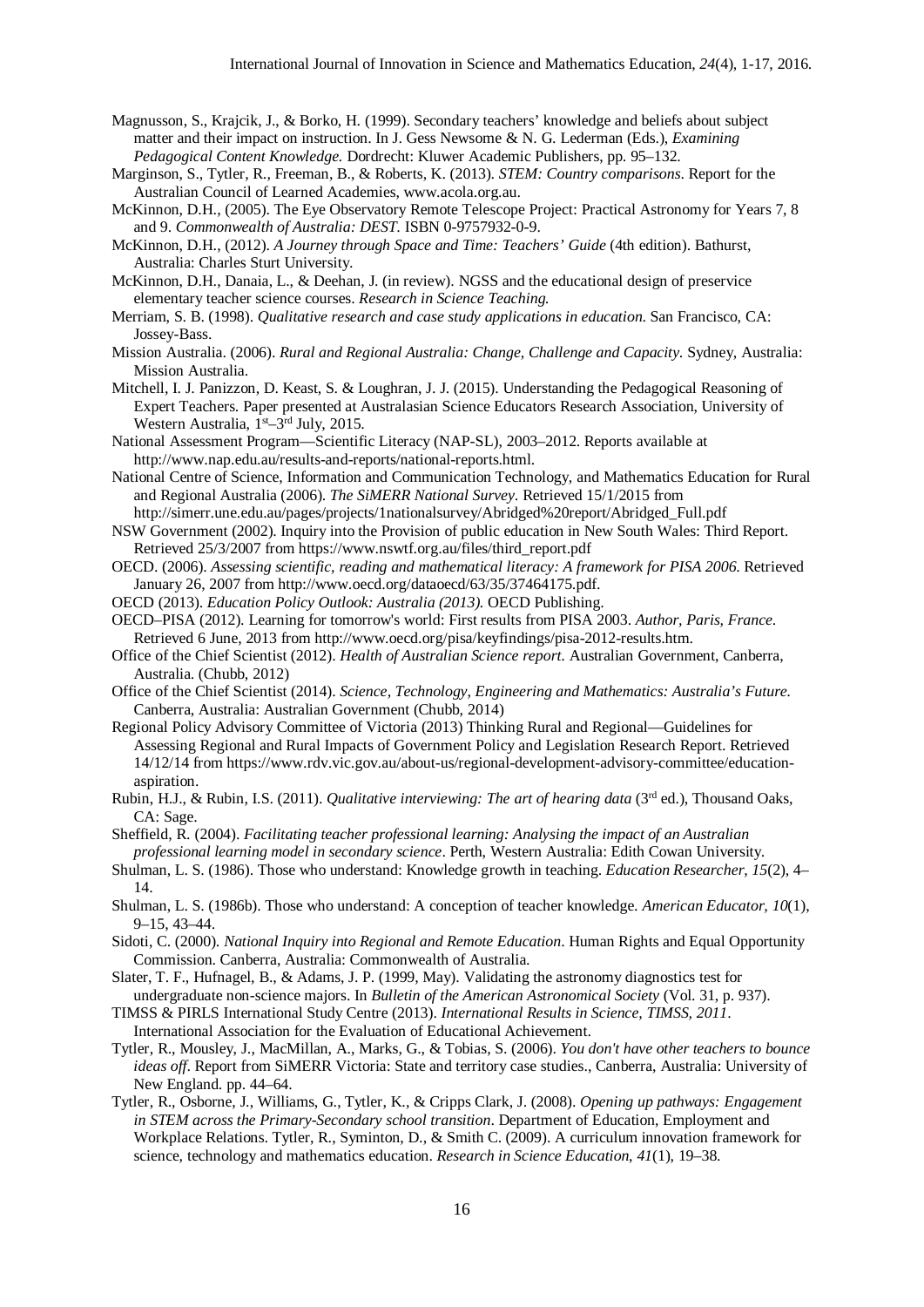Magnusson, S., Krajcik, J., & Borko, H. (1999). Secondary teachers' knowledge and beliefs about subject matter and their impact on instruction. In J. Gess Newsome & N. G. Lederman (Eds.), *Examining Pedagogical Content Knowledge.* Dordrecht: Kluwer Academic Publishers, pp. 95–132.

Marginson, S., Tytler, R., Freeman, B., & Roberts, K. (2013). *STEM: Country comparisons*. Report for the Australian Council of Learned Academies, www.acola.org.au.

McKinnon, D.H., (2005). The Eye Observatory Remote Telescope Project: Practical Astronomy for Years 7, 8 and 9. *Commonwealth of Australia: DEST.* ISBN 0-9757932-0-9.

McKinnon, D.H., (2012). *A Journey through Space and Time: Teachers' Guide* (4th edition). Bathurst, Australia: Charles Sturt University.

McKinnon, D.H., Danaia, L., & Deehan, J. (in review). NGSS and the educational design of preservice elementary teacher science courses. *Research in Science Teaching.*

Merriam, S. B. (1998). *Qualitative research and case study applications in education.* San Francisco, CA: Jossey-Bass.

Mission Australia. (2006). *Rural and Regional Australia: Change, Challenge and Capacity.* Sydney, Australia: Mission Australia.

Mitchell, I. J. Panizzon, D. Keast, S. & Loughran, J. J. (2015). Understanding the Pedagogical Reasoning of Expert Teachers. Paper presented at Australasian Science Educators Research Association, University of Western Australia, 1st–3rd July, 2015.

National Assessment Program—Scientific Literacy (NAP-SL), 2003–2012. Reports available at http://www.nap.edu.au/results-and-reports/national-reports.html.

National Centre of Science, Information and Communication Technology, and Mathematics Education for Rural and Regional Australia (2006). *The SiMERR National Survey*. Retrieved 15/1/2015 from http://simerr.une.edu.au/pages/projects/1nationalsurvey/Abridged%20report/Abridged_Full.pdf

NSW Government (2002). Inquiry into the Provision of public education in New South Wales: Third Report. Retrieved 25/3/2007 from https://www.nswtf.org.au/files/third_report.pdf

OECD. (2006). *Assessing scientific, reading and mathematical literacy: A framework for PISA 2006*. Retrieved January 26, 2007 from http://www.oecd.org/dataoecd/63/35/37464175.pdf.

OECD (2013). *Education Policy Outlook: Australia (2013).* OECD Publishing.

OECD–PISA (2012). Learning for tomorrow's world: First results from PISA 2003. *Author, Paris, France.* Retrieved 6 June, 2013 from http://www.oecd.org/pisa/keyfindings/pisa-2012-results.htm.

Office of the Chief Scientist (2012). *Health of Australian Science report.* Australian Government, Canberra, Australia. (Chubb, 2012)

Office of the Chief Scientist (2014). *Science, Technology, Engineering and Mathematics: Australia's Future.* Canberra, Australia: Australian Government (Chubb, 2014)

Regional Policy Advisory Committee of Victoria (2013) Thinking Rural and Regional—Guidelines for Assessing Regional and Rural Impacts of Government Policy and Legislation Research Report. Retrieved 14/12/14 from https://www.rdv.vic.gov.au/about-us/regional-development-advisory-committee/education-aspiration.

Rubin, H.J., & Rubin, I.S. (2011). *Qualitative interviewing: The art of hearing data* (3rd ed.), Thousand Oaks, CA: Sage.

Sheffield, R. (2004). *Facilitating teacher professional learning: Analysing the impact of an Australian professional learning model in secondary science*. Perth, Western Australia: Edith Cowan University.

Shulman, L. S. (1986). Those who understand: Knowledge growth in teaching. *Education Researcher, 15*(2), 4–14.

Shulman, L. S. (1986b). Those who understand: A conception of teacher knowledge. *American Educator, 10*(1), 9–15, 43–44.

Sidoti, C. (2000). *National Inquiry into Regional and Remote Education*. Human Rights and Equal Opportunity Commission. Canberra, Australia: Commonwealth of Australia.

Slater, T. F., Hufnagel, B., & Adams, J. P. (1999, May). Validating the astronomy diagnostics test for undergraduate non-science majors. In *Bulletin of the American Astronomical Society* (Vol. 31, p. 937).

TIMSS & PIRLS International Study Centre (2013). *International Results in Science, TIMSS, 2011*. International Association for the Evaluation of Educational Achievement.

Tytler, R., Mousley, J., MacMillan, A., Marks, G., & Tobias, S. (2006). *You don't have other teachers to bounce ideas off*. Report from SiMERR Victoria: State and territory case studies., Canberra, Australia: University of New England. pp. 44–64.

Tytler, R., Osborne, J., Williams, G., Tytler, K., & Cripps Clark, J. (2008). *Opening up pathways: Engagement in STEM across the Primary-Secondary school transition*. Department of Education, Employment and Workplace Relations. Tytler, R., Syminton, D., & Smith C. (2009). A curriculum innovation framework for science, technology and mathematics education. *Research in Science Education, 41*(1), 19–38.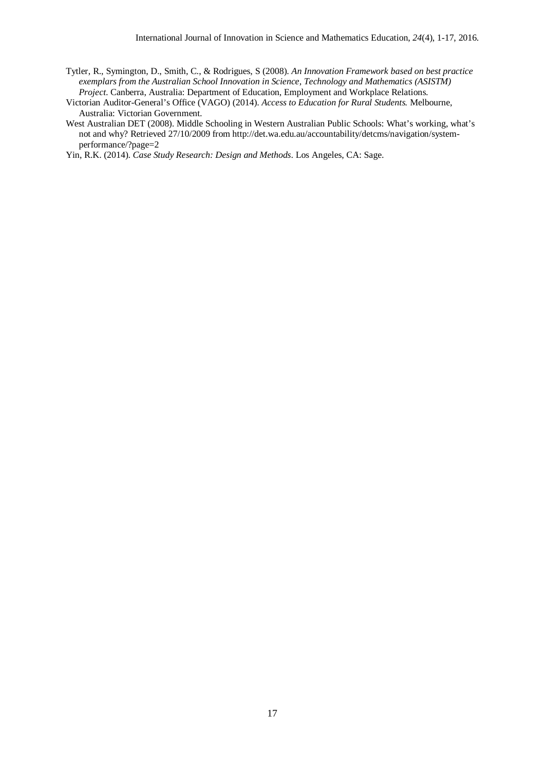Tytler, R., Symington, D., Smith, C., & Rodrigues, S (2008). *An Innovation Framework based on best practice exemplars from the Australian School Innovation in Science, Technology and Mathematics (ASISTM) Project*. Canberra, Australia: Department of Education, Employment and Workplace Relations.

Victorian Auditor-General's Office (VAGO) (2014). *Access to Education for Rural Students*. Melbourne, Australia: Victorian Government.

West Australian DET (2008). Middle Schooling in Western Australian Public Schools: What's working, what's not and why? Retrieved 27/10/2009 from http://det.wa.edu.au/accountability/detcms/navigation/system-performance/?page=2

Yin, R.K. (2014). *Case Study Research: Design and Methods*. Los Angeles, CA: Sage.